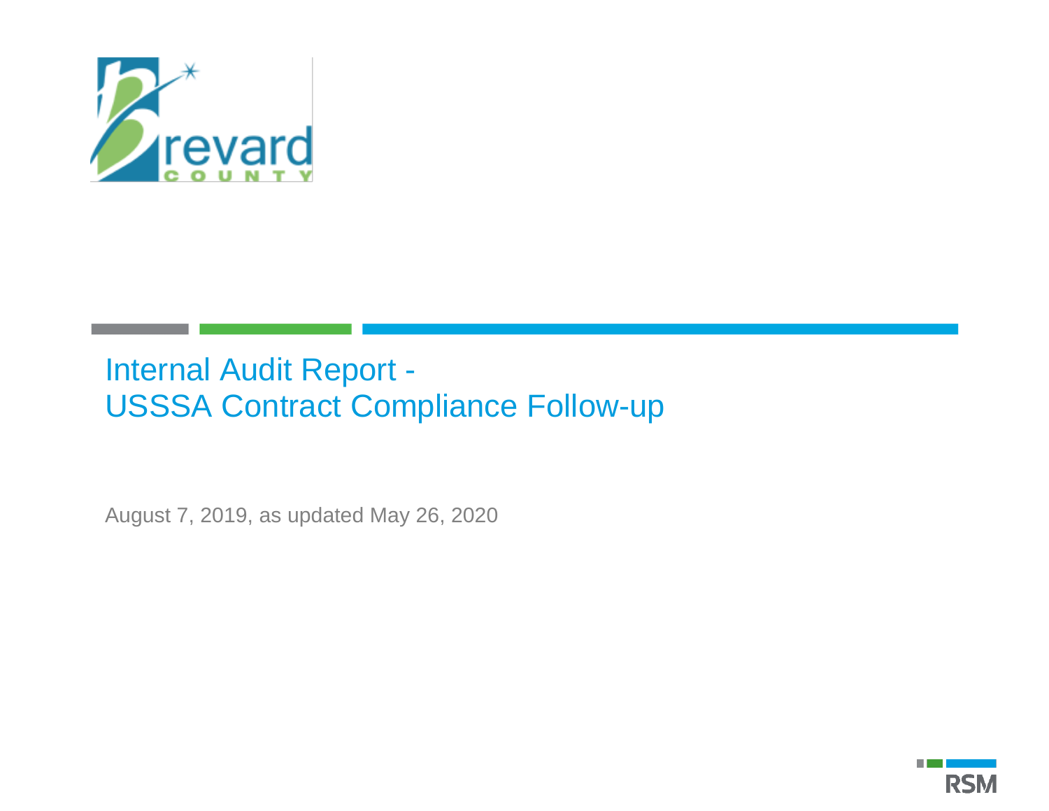# Internal Audit Report - USSSA Contract Compliance Follow-up

August 7, 2019, as updated May 26, 2020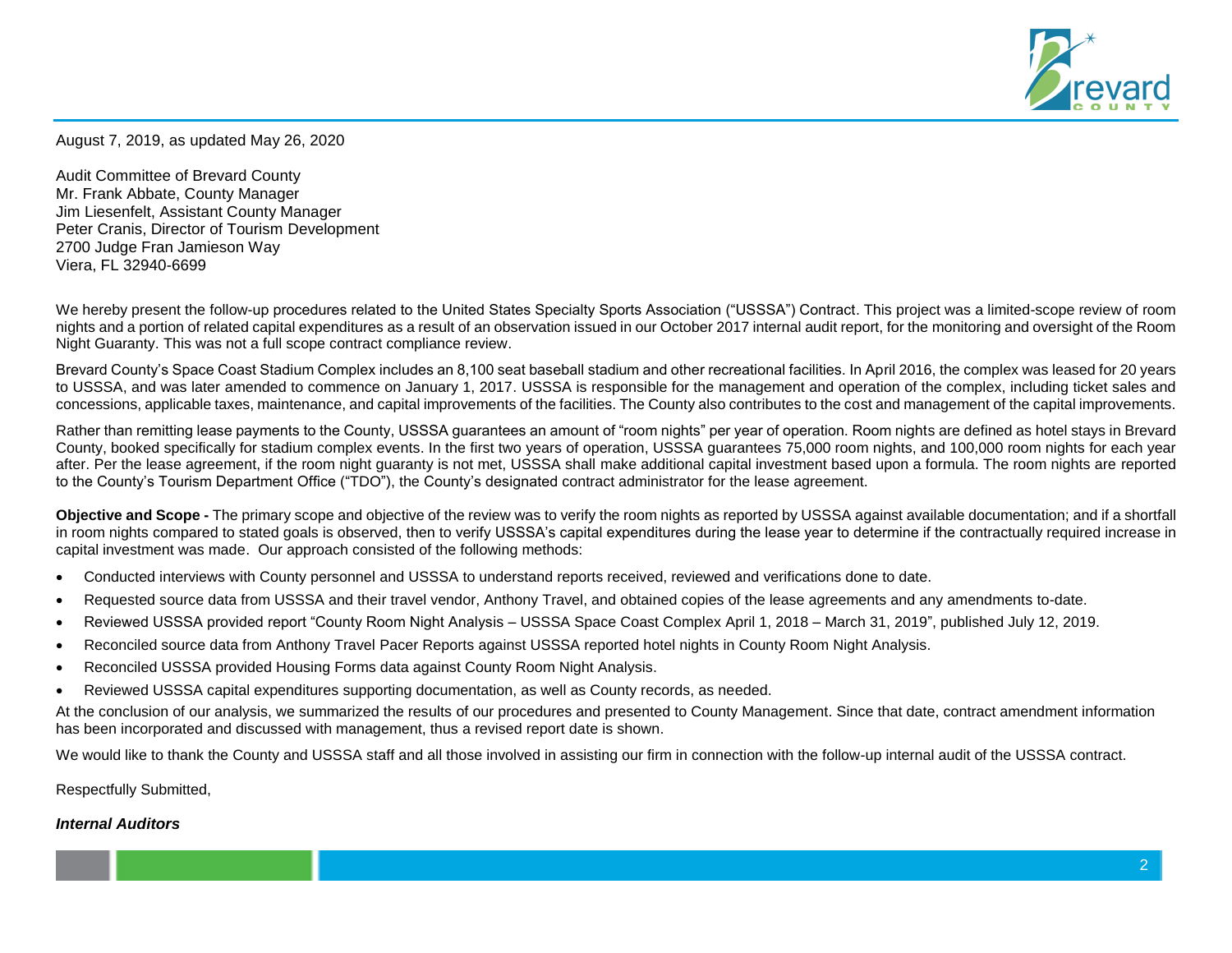August 7, 2019, as updated May 26, 2020

Audit Committee of Brevard County
Mr. Frank Abbate, County Manager
Jim Liesenfelt, Assistant County Manager
Peter Cranis, Director of Tourism Development
2700 Judge Fran Jamieson Way
Viera, FL 32940-6699

We hereby present the follow-up procedures related to the United States Specialty Sports Association ("USSSA") Contract. This project was a limited-scope review of room nights and a portion of related capital expenditures as a result of an observation issued in our October 2017 internal audit report, for the monitoring and oversight of the Room Night Guaranty. This was not a full scope contract compliance review.

Brevard County's Space Coast Stadium Complex includes an 8,100 seat baseball stadium and other recreational facilities. In April 2016, the complex was leased for 20 years to USSSA, and was later amended to commence on January 1, 2017. USSSA is responsible for the management and operation of the complex, including ticket sales and concessions, applicable taxes, maintenance, and capital improvements of the facilities. The County also contributes to the cost and management of the capital improvements.

Rather than remitting lease payments to the County, USSSA guarantees an amount of "room nights" per year of operation. Room nights are defined as hotel stays in Brevard County, booked specifically for stadium complex events. In the first two years of operation, USSSA guarantees 75,000 room nights, and 100,000 room nights for each year after. Per the lease agreement, if the room night guaranty is not met, USSSA shall make additional capital investment based upon a formula. The room nights are reported to the County's Tourism Department Office ("TDO"), the County's designated contract administrator for the lease agreement.

**Objective and Scope -** The primary scope and objective of the review was to verify the room nights as reported by USSSA against available documentation; and if a shortfall in room nights compared to stated goals is observed, then to verify USSSA's capital expenditures during the lease year to determine if the contractually required increase in capital investment was made. Our approach consisted of the following methods:

- Conducted interviews with County personnel and USSSA to understand reports received, reviewed and verifications done to date.
- Requested source data from USSSA and their travel vendor, Anthony Travel, and obtained copies of the lease agreements and any amendments to-date.
- Reviewed USSSA provided report "County Room Night Analysis – USSSA Space Coast Complex April 1, 2018 – March 31, 2019", published July 12, 2019.
- Reconciled source data from Anthony Travel Pacer Reports against USSSA reported hotel nights in County Room Night Analysis.
- Reconciled USSSA provided Housing Forms data against County Room Night Analysis.
- Reviewed USSSA capital expenditures supporting documentation, as well as County records, as needed.

At the conclusion of our analysis, we summarized the results of our procedures and presented to County Management. Since that date, contract amendment information has been incorporated and discussed with management, thus a revised report date is shown.

We would like to thank the County and USSSA staff and all those involved in assisting our firm in connection with the follow-up internal audit of the USSSA contract.

Respectfully Submitted,

***Internal Auditors***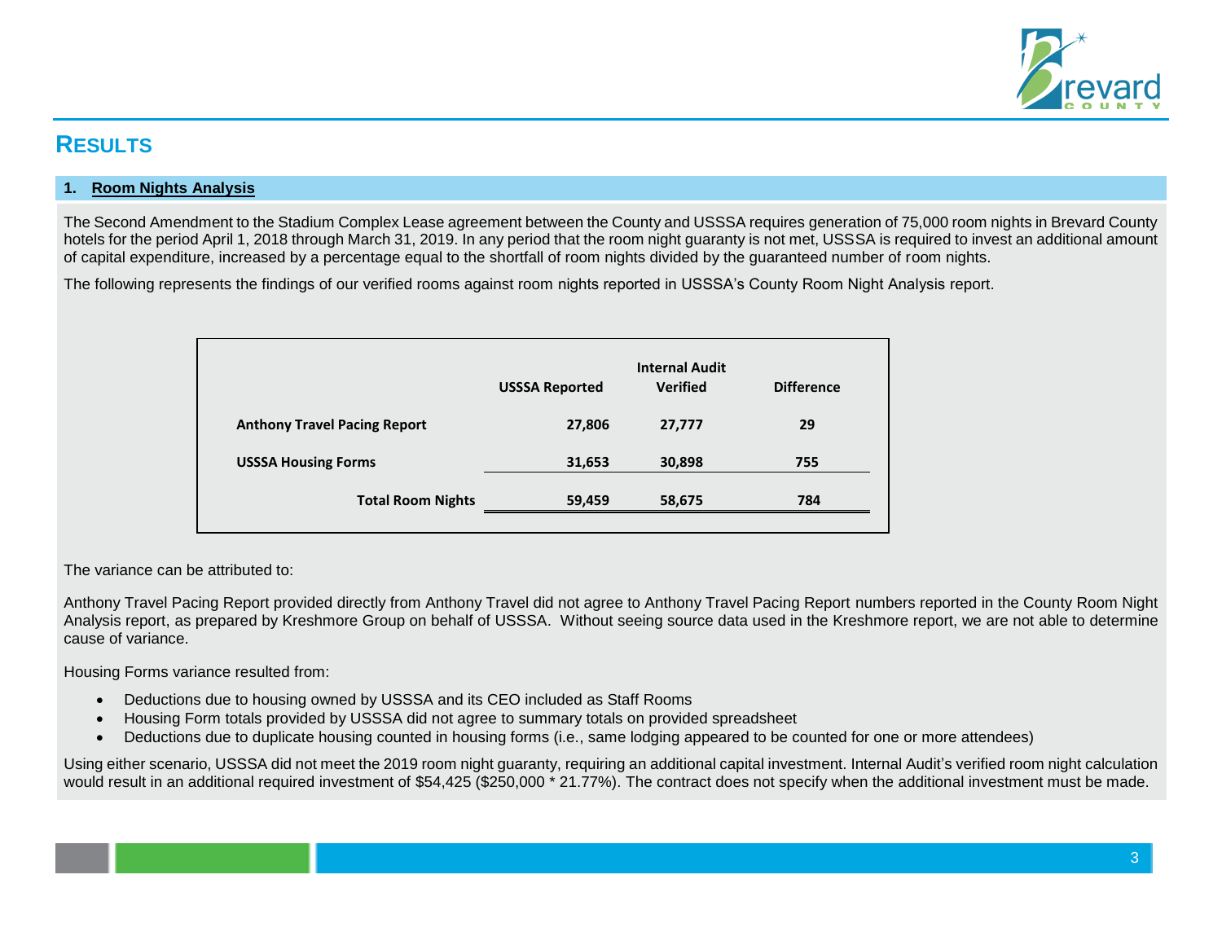# RESULTS

## 1. Room Nights Analysis

The Second Amendment to the Stadium Complex Lease agreement between the County and USSSA requires generation of 75,000 room nights in Brevard County hotels for the period April 1, 2018 through March 31, 2019. In any period that the room night guaranty is not met, USSSA is required to invest an additional amount of capital expenditure, increased by a percentage equal to the shortfall of room nights divided by the guaranteed number of room nights.

The following represents the findings of our verified rooms against room nights reported in USSSA's County Room Night Analysis report.

| | USSSA Reported | Internal Audit Verified | Difference |
|---|---|---|---|
| **Anthony Travel Pacing Report** | 27,806 | 27,777 | 29 |
| **USSSA Housing Forms** | 31,653 | 30,898 | 755 |
| **Total Room Nights** | 59,459 | 58,675 | 784 |

The variance can be attributed to:

Anthony Travel Pacing Report provided directly from Anthony Travel did not agree to Anthony Travel Pacing Report numbers reported in the County Room Night Analysis report, as prepared by Kreshmore Group on behalf of USSSA. Without seeing source data used in the Kreshmore report, we are not able to determine cause of variance.

Housing Forms variance resulted from:

- Deductions due to housing owned by USSSA and its CEO included as Staff Rooms
- Housing Form totals provided by USSSA did not agree to summary totals on provided spreadsheet
- Deductions due to duplicate housing counted in housing forms (i.e., same lodging appeared to be counted for one or more attendees)

Using either scenario, USSSA did not meet the 2019 room night guaranty, requiring an additional capital investment. Internal Audit's verified room night calculation would result in an additional required investment of $54,425 ($250,000 * 21.77%). The contract does not specify when the additional investment must be made.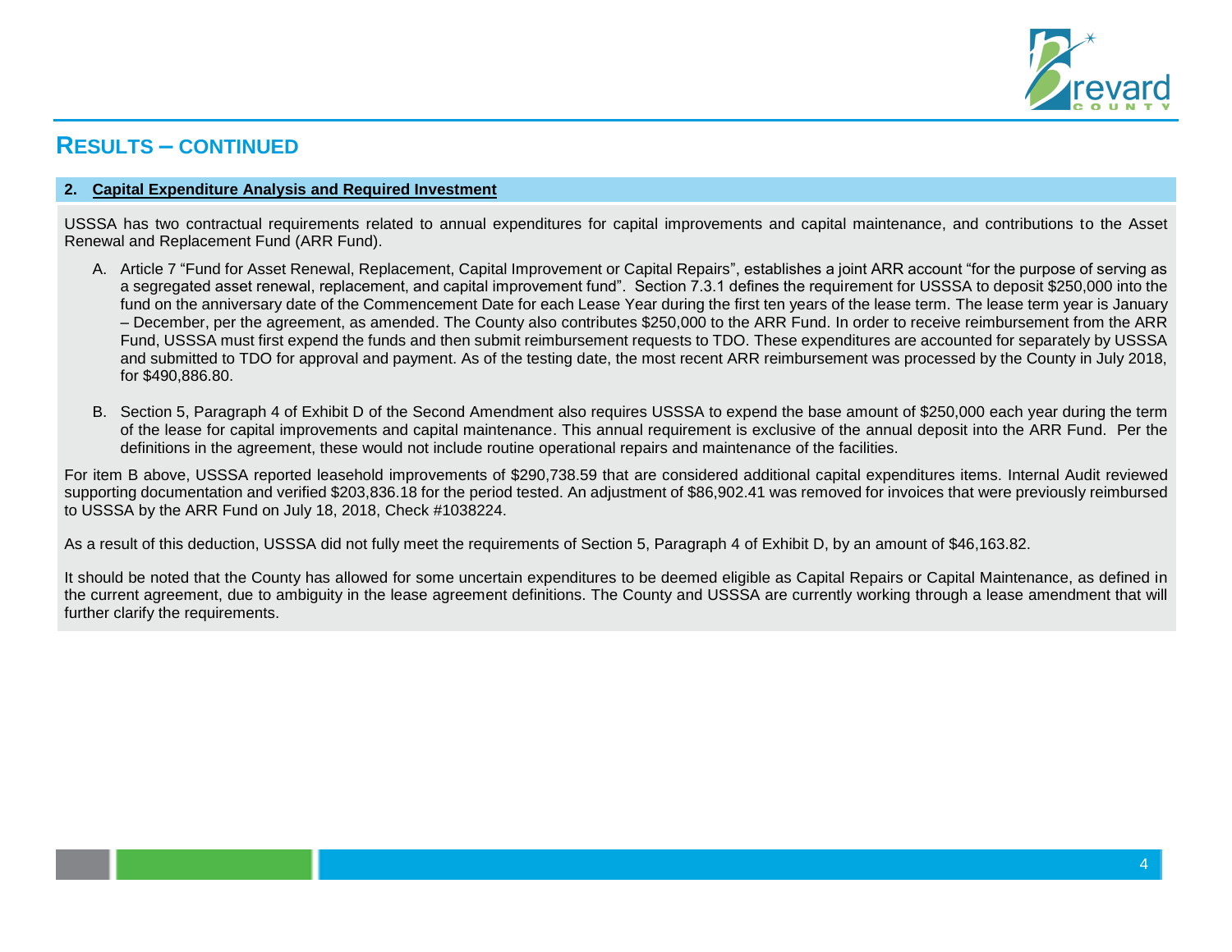## RESULTS – CONTINUED

### 2. Capital Expenditure Analysis and Required Investment

USSSA has two contractual requirements related to annual expenditures for capital improvements and capital maintenance, and contributions to the Asset Renewal and Replacement Fund (ARR Fund).

A. Article 7 "Fund for Asset Renewal, Replacement, Capital Improvement or Capital Repairs", establishes a joint ARR account "for the purpose of serving as a segregated asset renewal, replacement, and capital improvement fund". Section 7.3.1 defines the requirement for USSSA to deposit $250,000 into the fund on the anniversary date of the Commencement Date for each Lease Year during the first ten years of the lease term. The lease term year is January – December, per the agreement, as amended. The County also contributes $250,000 to the ARR Fund. In order to receive reimbursement from the ARR Fund, USSSA must first expend the funds and then submit reimbursement requests to TDO. These expenditures are accounted for separately by USSSA and submitted to TDO for approval and payment. As of the testing date, the most recent ARR reimbursement was processed by the County in July 2018, for $490,886.80.

B. Section 5, Paragraph 4 of Exhibit D of the Second Amendment also requires USSSA to expend the base amount of $250,000 each year during the term of the lease for capital improvements and capital maintenance. This annual requirement is exclusive of the annual deposit into the ARR Fund. Per the definitions in the agreement, these would not include routine operational repairs and maintenance of the facilities.

For item B above, USSSA reported leasehold improvements of $290,738.59 that are considered additional capital expenditures items. Internal Audit reviewed supporting documentation and verified $203,836.18 for the period tested. An adjustment of $86,902.41 was removed for invoices that were previously reimbursed to USSSA by the ARR Fund on July 18, 2018, Check #1038224.

As a result of this deduction, USSSA did not fully meet the requirements of Section 5, Paragraph 4 of Exhibit D, by an amount of $46,163.82.

It should be noted that the County has allowed for some uncertain expenditures to be deemed eligible as Capital Repairs or Capital Maintenance, as defined in the current agreement, due to ambiguity in the lease agreement definitions. The County and USSSA are currently working through a lease amendment that will further clarify the requirements.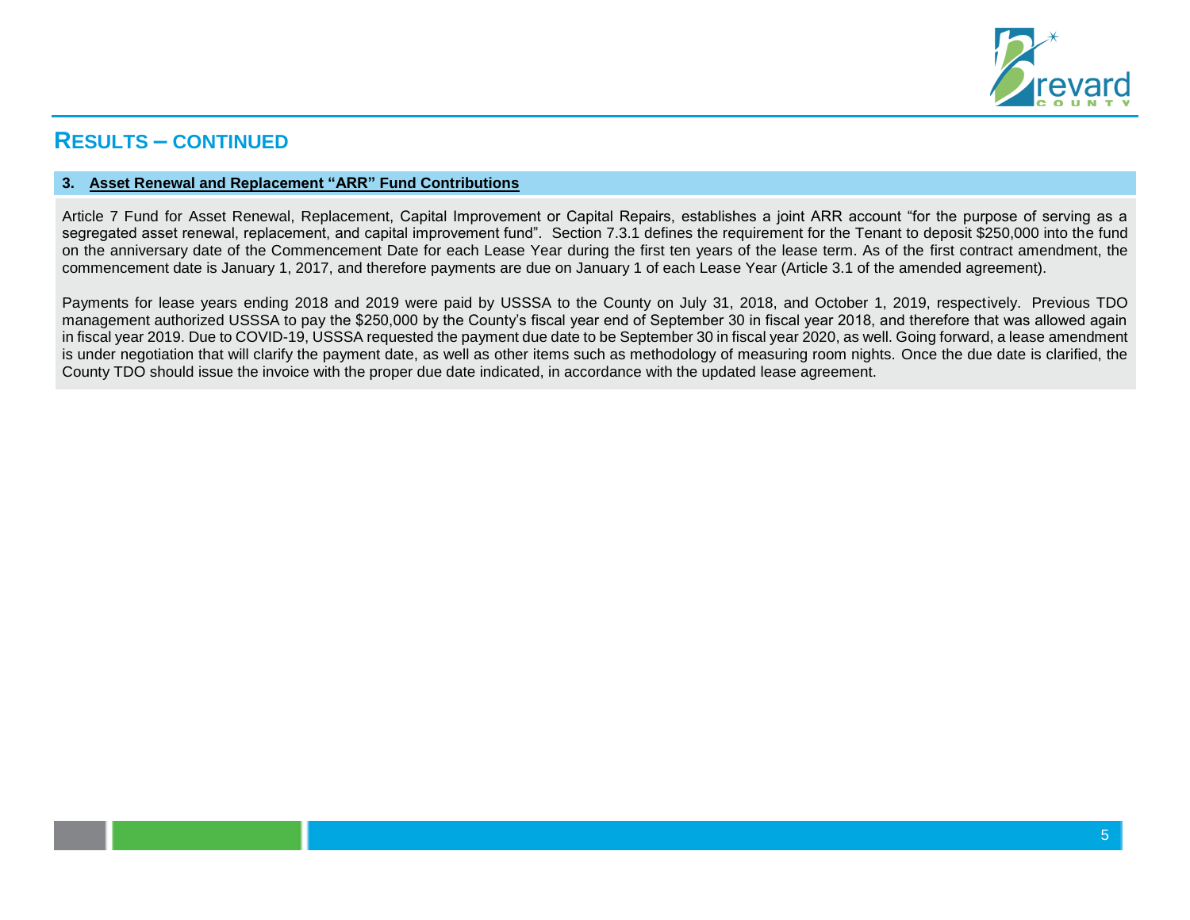## RESULTS – CONTINUED

### 3. Asset Renewal and Replacement "ARR" Fund Contributions

Article 7 Fund for Asset Renewal, Replacement, Capital Improvement or Capital Repairs, establishes a joint ARR account "for the purpose of serving as a segregated asset renewal, replacement, and capital improvement fund". Section 7.3.1 defines the requirement for the Tenant to deposit $250,000 into the fund on the anniversary date of the Commencement Date for each Lease Year during the first ten years of the lease term. As of the first contract amendment, the commencement date is January 1, 2017, and therefore payments are due on January 1 of each Lease Year (Article 3.1 of the amended agreement).

Payments for lease years ending 2018 and 2019 were paid by USSSA to the County on July 31, 2018, and October 1, 2019, respectively. Previous TDO management authorized USSSA to pay the $250,000 by the County's fiscal year end of September 30 in fiscal year 2018, and therefore that was allowed again in fiscal year 2019. Due to COVID-19, USSSA requested the payment due date to be September 30 in fiscal year 2020, as well. Going forward, a lease amendment is under negotiation that will clarify the payment date, as well as other items such as methodology of measuring room nights. Once the due date is clarified, the County TDO should issue the invoice with the proper due date indicated, in accordance with the updated lease agreement.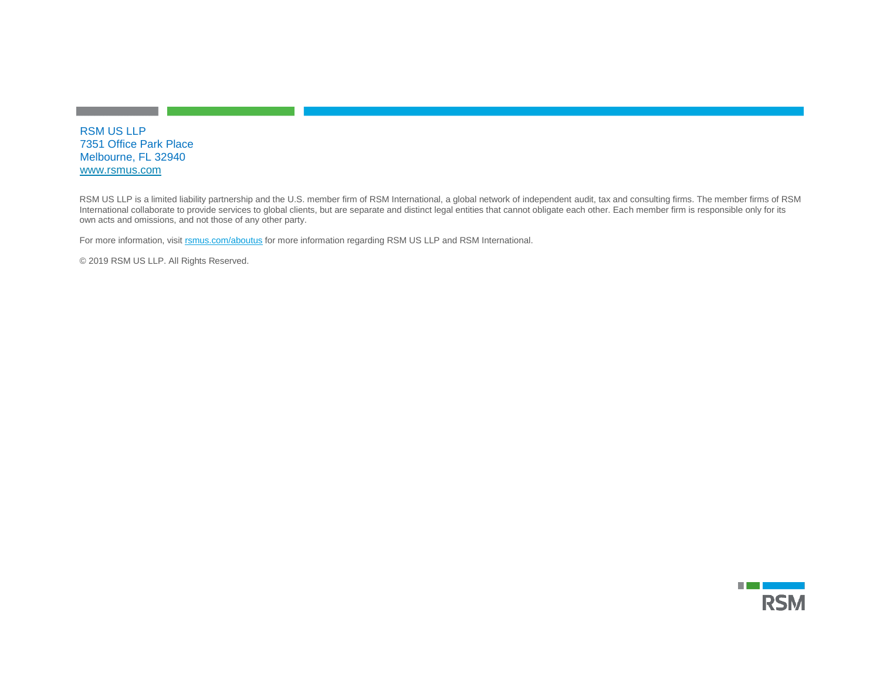RSM US LLP
7351 Office Park Place
Melbourne, FL 32940
[www.rsmus.com](http://www.rsmus.com)

RSM US LLP is a limited liability partnership and the U.S. member firm of RSM International, a global network of independent audit, tax and consulting firms. The member firms of RSM International collaborate to provide services to global clients, but are separate and distinct legal entities that cannot obligate each other. Each member firm is responsible only for its own acts and omissions, and not those of any other party.

For more information, visit rsmus.com/aboutus for more information regarding RSM US LLP and RSM International.

© 2019 RSM US LLP. All Rights Reserved.